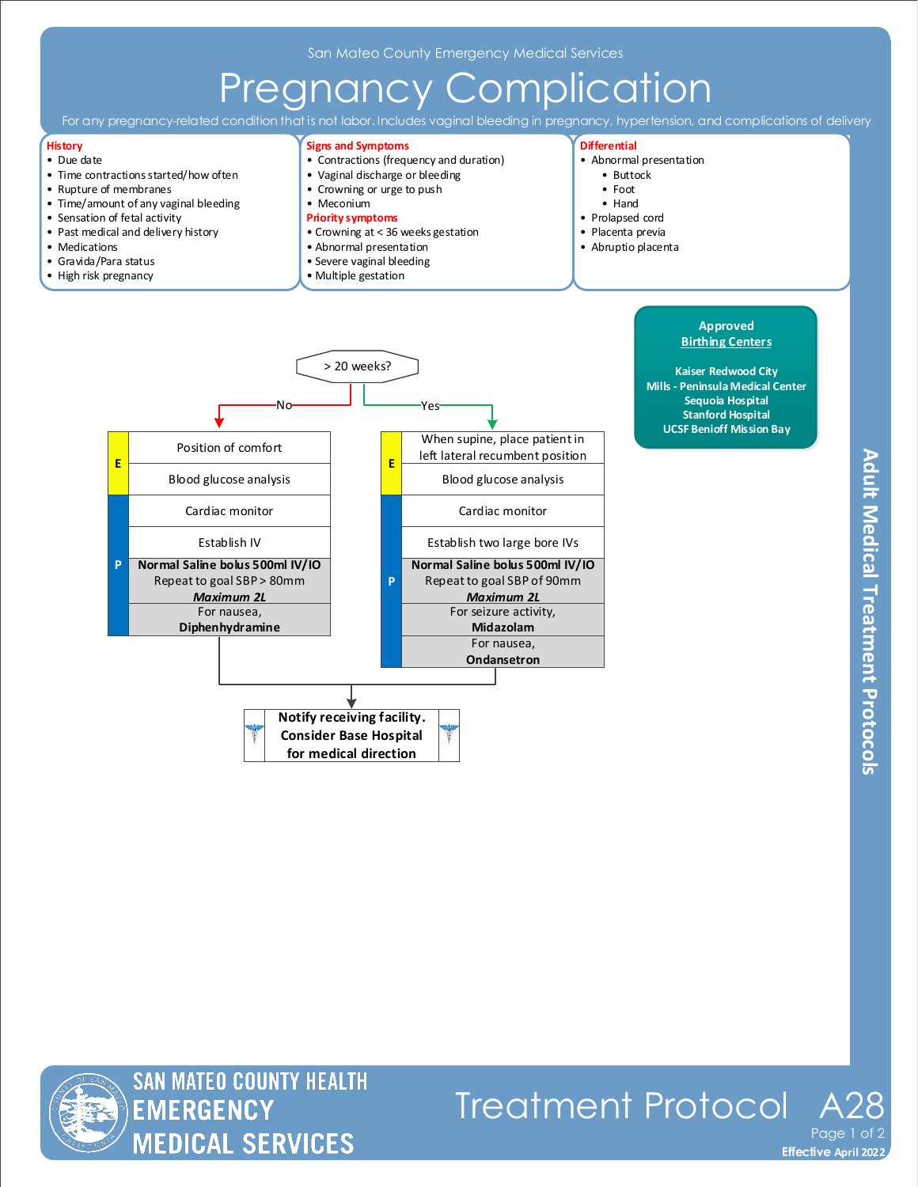San Mateo County Emergency Medical Services

# Pregnancy Complication

For any pregnancy-related condition that is not labor. Includes vaginal bleeding in pregnancy, hypertension, and complications of delivery

## History

- Due date
- Time contractions started/how often
- Rupture of membranes
- Time/amount of any vaginal bleeding
- Sensation of fetal activity
- Past medical and delivery history
- Medications
- Gravida/Para status
- High risk pregnancy

## Signs and Symptoms

- Contractions (frequency and duration)
- Vaginal discharge or bleeding
- Crowning or urge to push
- Meconium

**Priority symptoms**

- Crowning at < 36 weeks gestation
- Abnormal presentation
- Severe vaginal bleeding
- Multiple gestation

## Differential

- Abnormal presentation
  - Buttock
  - Foot
  - Hand
- Prolapsed cord
- Placenta previa
- Abruptio placenta

## Approved Birthing Centers

- Kaiser Redwood City
- Mills - Peninsula Medical Center
- Sequoia Hospital
- Stanford Hospital
- UCSF Benioff Mission Bay

## > 20 weeks?

### No

**E**
- Position of comfort
- Blood glucose analysis

**P**
- Cardiac monitor
- Establish IV
- **Normal Saline bolus 500ml IV/IO** Repeat to goal SBP > 80mm ***Maximum 2L***
- For nausea, **Diphenhydramine**

### Yes

**E**
- When supine, place patient in left lateral recumbent position
- Blood glucose analysis

**P**
- Cardiac monitor
- Establish two large bore IVs
- **Normal Saline bolus 500ml IV/IO** Repeat to goal SBP of 90mm ***Maximum 2L***
- For seizure activity, **Midazolam**
- For nausea, **Ondansetron**

### Both pathways

**Notify receiving facility. Consider Base Hospital for medical direction**

Adult Medical Treatment Protocols

Treatment Protocol A28

Effective April 2022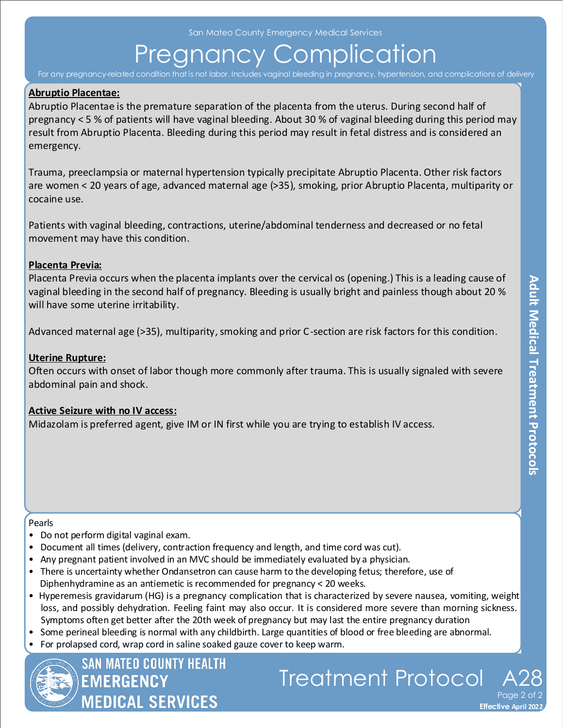San Mateo County Emergency Medical Services

# Pregnancy Complication

For any pregnancy-related condition that is not labor. Includes vaginal bleeding in pregnancy, hypertension, and complications of delivery

**Abruptio Placentae:**

Abruptio Placentae is the premature separation of the placenta from the uterus. During second half of pregnancy < 5 % of patients will have vaginal bleeding. About 30 % of vaginal bleeding during this period may result from Abruptio Placenta. Bleeding during this period may result in fetal distress and is considered an emergency.

Trauma, preeclampsia or maternal hypertension typically precipitate Abruptio Placenta. Other risk factors are women < 20 years of age, advanced maternal age (>35), smoking, prior Abruptio Placenta, multiparity or cocaine use.

Patients with vaginal bleeding, contractions, uterine/abdominal tenderness and decreased or no fetal movement may have this condition.

**Placenta Previa:**

Placenta Previa occurs when the placenta implants over the cervical os (opening.) This is a leading cause of vaginal bleeding in the second half of pregnancy. Bleeding is usually bright and painless though about 20 % will have some uterine irritability.

Advanced maternal age (>35), multiparity, smoking and prior C-section are risk factors for this condition.

**Uterine Rupture:**

Often occurs with onset of labor though more commonly after trauma. This is usually signaled with severe abdominal pain and shock.

**Active Seizure with no IV access:**

Midazolam is preferred agent, give IM or IN first while you are trying to establish IV access.

Pearls

- Do not perform digital vaginal exam.
- Document all times (delivery, contraction frequency and length, and time cord was cut).
- Any pregnant patient involved in an MVC should be immediately evaluated by a physician.
- There is uncertainty whether Ondansetron can cause harm to the developing fetus; therefore, use of Diphenhydramine as an antiemetic is recommended for pregnancy < 20 weeks.
- Hyperemesis gravidarum (HG) is a pregnancy complication that is characterized by severe nausea, vomiting, weight loss, and possibly dehydration. Feeling faint may also occur. It is considered more severe than morning sickness. Symptoms often get better after the 20th week of pregnancy but may last the entire pregnancy duration
- Some perineal bleeding is normal with any childbirth. Large quantities of blood or free bleeding are abnormal.
- For prolapsed cord, wrap cord in saline soaked gauze cover to keep warm.

SAN MATEO COUNTY HEALTH EMERGENCY MEDICAL SERVICES

Treatment Protocol A28

Effective April 2022